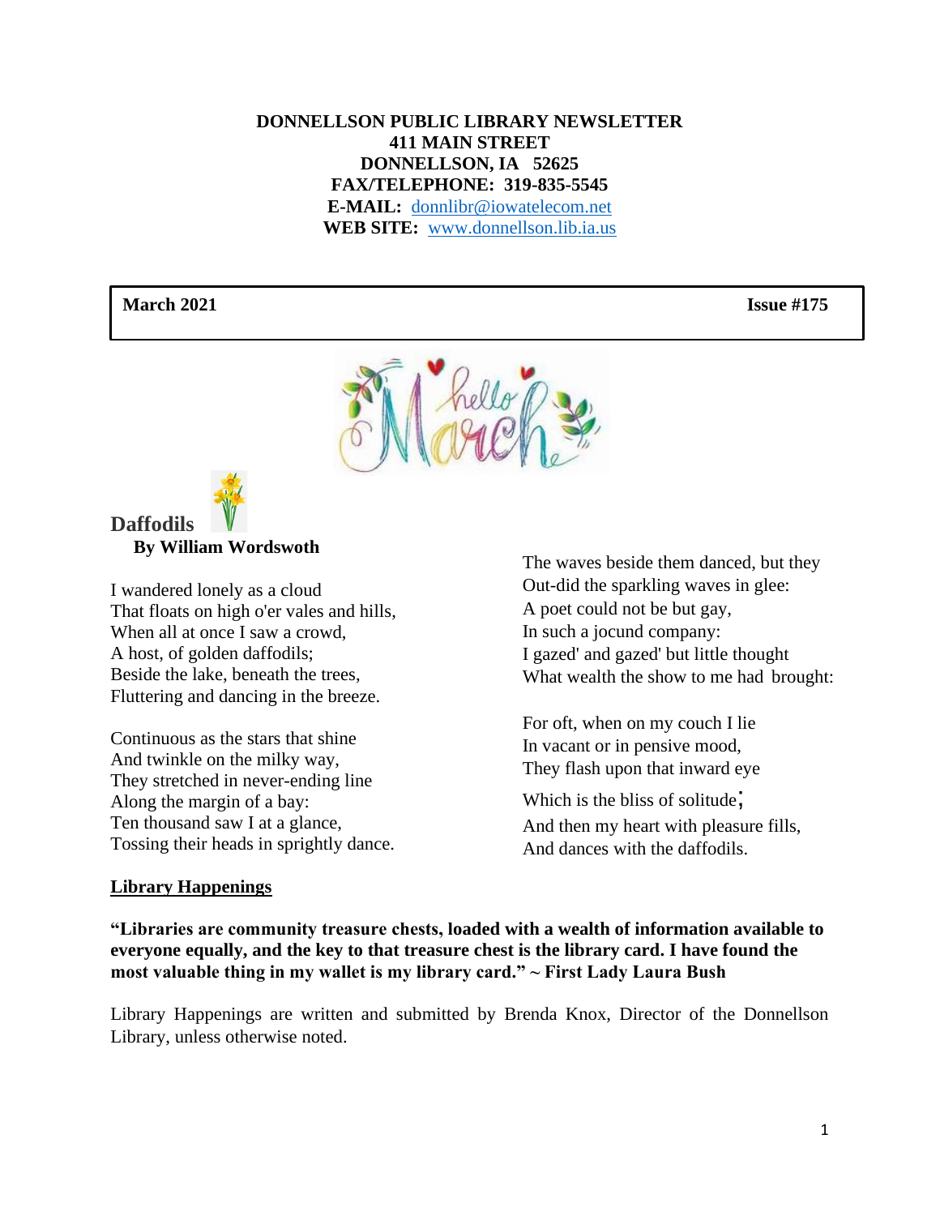**DONNELLSON PUBLIC LIBRARY NEWSLETTER**
**411 MAIN STREET**
**DONNELLSON, IA 52625**
**FAX/TELEPHONE: 319-835-5545**
**E-MAIL:** donnlibr@iowatelecom.net
**WEB SITE:** www.donnellson.lib.ia.us

**March 2021** **Issue #175**

## Daffodils

**By William Wordsworth**

I wandered lonely as a cloud
That floats on high o'er vales and hills,
When all at once I saw a crowd,
A host, of golden daffodils;
Beside the lake, beneath the trees,
Fluttering and dancing in the breeze.

Continuous as the stars that shine
And twinkle on the milky way,
They stretched in never-ending line
Along the margin of a bay:
Ten thousand saw I at a glance,
Tossing their heads in sprightly dance.

The waves beside them danced, but they
Out-did the sparkling waves in glee:
A poet could not be but gay,
In such a jocund company:
I gazed' and gazed' but little thought
What wealth the show to me had brought:

For oft, when on my couch I lie
In vacant or in pensive mood,
They flash upon that inward eye
Which is the bliss of solitude;
And then my heart with pleasure fills,
And dances with the daffodils.

## Library Happenings

**"Libraries are community treasure chests, loaded with a wealth of information available to everyone equally, and the key to that treasure chest is the library card. I have found the most valuable thing in my wallet is my library card." ~ First Lady Laura Bush**

Library Happenings are written and submitted by Brenda Knox, Director of the Donnellson Library, unless otherwise noted.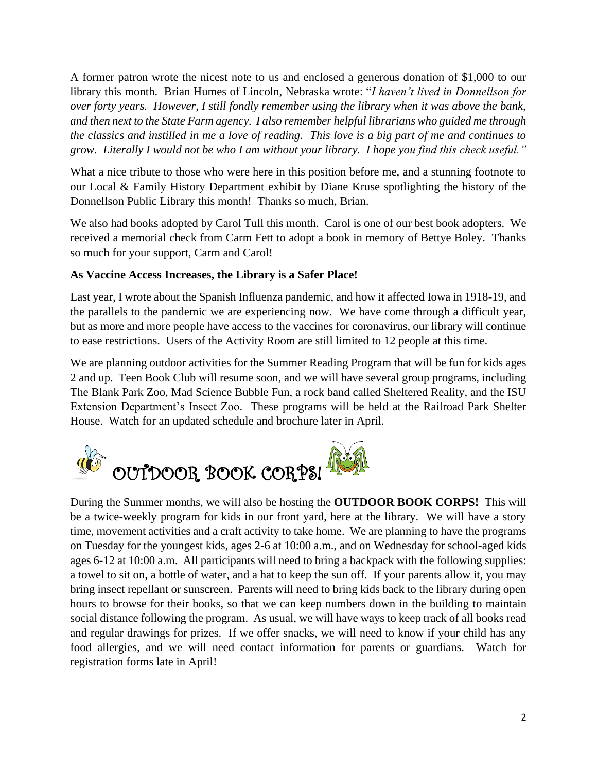A former patron wrote the nicest note to us and enclosed a generous donation of $1,000 to our library this month. Brian Humes of Lincoln, Nebraska wrote: "*I haven't lived in Donnellson for over forty years. However, I still fondly remember using the library when it was above the bank, and then next to the State Farm agency. I also remember helpful librarians who guided me through the classics and instilled in me a love of reading. This love is a big part of me and continues to grow. Literally I would not be who I am without your library. I hope you find this check useful.*"

What a nice tribute to those who were here in this position before me, and a stunning footnote to our Local & Family History Department exhibit by Diane Kruse spotlighting the history of the Donnellson Public Library this month! Thanks so much, Brian.

We also had books adopted by Carol Tull this month. Carol is one of our best book adopters. We received a memorial check from Carm Fett to adopt a book in memory of Bettye Boley. Thanks so much for your support, Carm and Carol!

**As Vaccine Access Increases, the Library is a Safer Place!**

Last year, I wrote about the Spanish Influenza pandemic, and how it affected Iowa in 1918-19, and the parallels to the pandemic we are experiencing now. We have come through a difficult year, but as more and more people have access to the vaccines for coronavirus, our library will continue to ease restrictions. Users of the Activity Room are still limited to 12 people at this time.

We are planning outdoor activities for the Summer Reading Program that will be fun for kids ages 2 and up. Teen Book Club will resume soon, and we will have several group programs, including The Blank Park Zoo, Mad Science Bubble Fun, a rock band called Sheltered Reality, and the ISU Extension Department's Insect Zoo. These programs will be held at the Railroad Park Shelter House. Watch for an updated schedule and brochure later in April.

## OUTDOOR BOOK CORPS!

During the Summer months, we will also be hosting the **OUTDOOR BOOK CORPS!** This will be a twice-weekly program for kids in our front yard, here at the library. We will have a story time, movement activities and a craft activity to take home. We are planning to have the programs on Tuesday for the youngest kids, ages 2-6 at 10:00 a.m., and on Wednesday for school-aged kids ages 6-12 at 10:00 a.m. All participants will need to bring a backpack with the following supplies: a towel to sit on, a bottle of water, and a hat to keep the sun off. If your parents allow it, you may bring insect repellant or sunscreen. Parents will need to bring kids back to the library during open hours to browse for their books, so that we can keep numbers down in the building to maintain social distance following the program. As usual, we will have ways to keep track of all books read and regular drawings for prizes. If we offer snacks, we will need to know if your child has any food allergies, and we will need contact information for parents or guardians. Watch for registration forms late in April!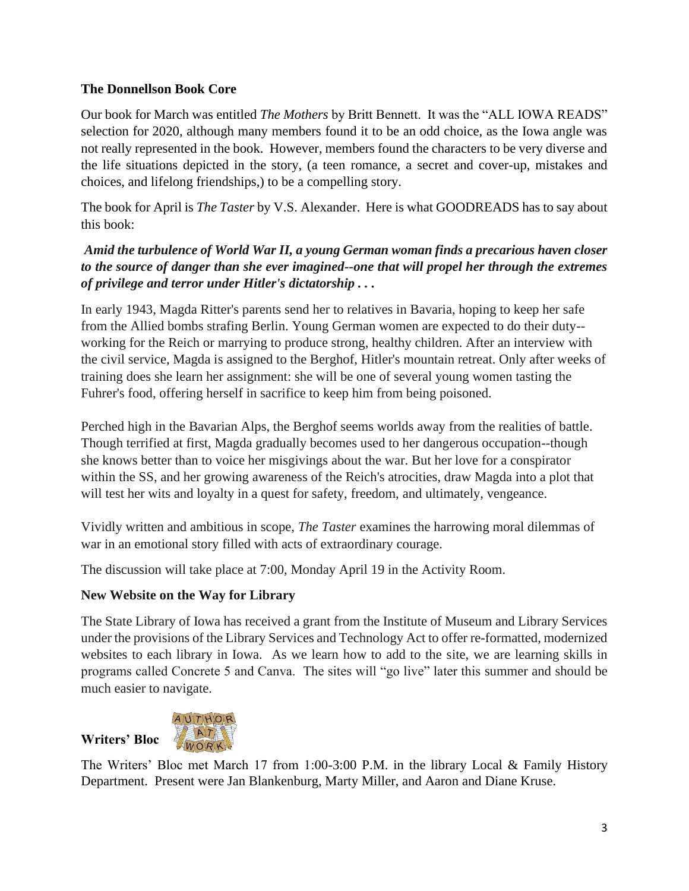**The Donnellson Book Core**

Our book for March was entitled *The Mothers* by Britt Bennett. It was the "ALL IOWA READS" selection for 2020, although many members found it to be an odd choice, as the Iowa angle was not really represented in the book. However, members found the characters to be very diverse and the life situations depicted in the story, (a teen romance, a secret and cover-up, mistakes and choices, and lifelong friendships,) to be a compelling story.

The book for April is *The Taster* by V.S. Alexander. Here is what GOODREADS has to say about this book:

***Amid the turbulence of World War II, a young German woman finds a precarious haven closer to the source of danger than she ever imagined--one that will propel her through the extremes of privilege and terror under Hitler's dictatorship . . .***

In early 1943, Magda Ritter's parents send her to relatives in Bavaria, hoping to keep her safe from the Allied bombs strafing Berlin. Young German women are expected to do their duty--working for the Reich or marrying to produce strong, healthy children. After an interview with the civil service, Magda is assigned to the Berghof, Hitler's mountain retreat. Only after weeks of training does she learn her assignment: she will be one of several young women tasting the Fuhrer's food, offering herself in sacrifice to keep him from being poisoned.

Perched high in the Bavarian Alps, the Berghof seems worlds away from the realities of battle. Though terrified at first, Magda gradually becomes used to her dangerous occupation--though she knows better than to voice her misgivings about the war. But her love for a conspirator within the SS, and her growing awareness of the Reich's atrocities, draw Magda into a plot that will test her wits and loyalty in a quest for safety, freedom, and ultimately, vengeance.

Vividly written and ambitious in scope, *The Taster* examines the harrowing moral dilemmas of war in an emotional story filled with acts of extraordinary courage.

The discussion will take place at 7:00, Monday April 19 in the Activity Room.

**New Website on the Way for Library**

The State Library of Iowa has received a grant from the Institute of Museum and Library Services under the provisions of the Library Services and Technology Act to offer re-formatted, modernized websites to each library in Iowa. As we learn how to add to the site, we are learning skills in programs called Concrete 5 and Canva. The sites will "go live" later this summer and should be much easier to navigate.

**Writers' Bloc**

The Writers' Bloc met March 17 from 1:00-3:00 P.M. in the library Local & Family History Department. Present were Jan Blankenburg, Marty Miller, and Aaron and Diane Kruse.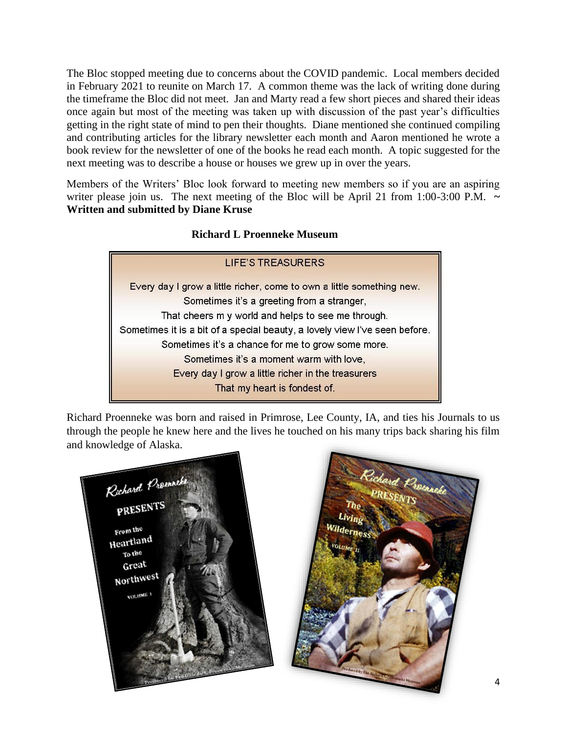The Bloc stopped meeting due to concerns about the COVID pandemic. Local members decided in February 2021 to reunite on March 17. A common theme was the lack of writing done during the timeframe the Bloc did not meet. Jan and Marty read a few short pieces and shared their ideas once again but most of the meeting was taken up with discussion of the past year's difficulties getting in the right state of mind to pen their thoughts. Diane mentioned she continued compiling and contributing articles for the library newsletter each month and Aaron mentioned he wrote a book review for the newsletter of one of the books he read each month. A topic suggested for the next meeting was to describe a house or houses we grew up in over the years.

Members of the Writers' Bloc look forward to meeting new members so if you are an aspiring writer please join us. The next meeting of the Bloc will be April 21 from 1:00-3:00 P.M. ~ **Written and submitted by Diane Kruse**

**Richard L Proenneke Museum**

LIFE'S TREASURERS

Every day I grow a little richer, come to own a little something new.
Sometimes it's a greeting from a stranger,
That cheers m y world and helps to see me through.
Sometimes it is a bit of a special beauty, a lovely view I've seen before.
Sometimes it's a chance for me to grow some more.
Sometimes it's a moment warm with love,
Every day I grow a little richer in the treasurers
That my heart is fondest of.

Richard Proenneke was born and raised in Primrose, Lee County, IA, and ties his Journals to us through the people he knew here and the lives he touched on his many trips back sharing his film and knowledge of Alaska.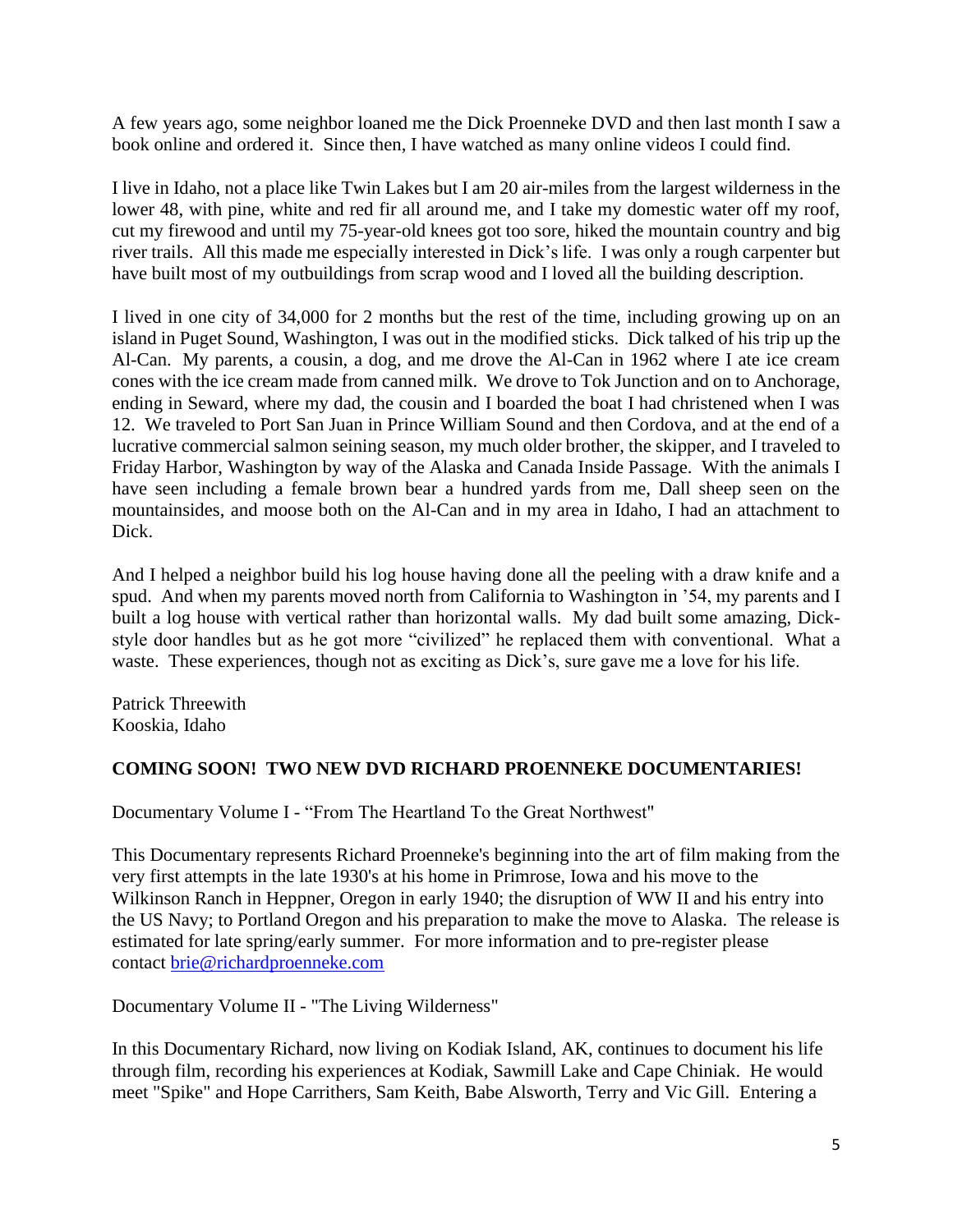A few years ago, some neighbor loaned me the Dick Proenneke DVD and then last month I saw a book online and ordered it. Since then, I have watched as many online videos I could find.

I live in Idaho, not a place like Twin Lakes but I am 20 air-miles from the largest wilderness in the lower 48, with pine, white and red fir all around me, and I take my domestic water off my roof, cut my firewood and until my 75-year-old knees got too sore, hiked the mountain country and big river trails. All this made me especially interested in Dick's life. I was only a rough carpenter but have built most of my outbuildings from scrap wood and I loved all the building description.

I lived in one city of 34,000 for 2 months but the rest of the time, including growing up on an island in Puget Sound, Washington, I was out in the modified sticks. Dick talked of his trip up the Al-Can. My parents, a cousin, a dog, and me drove the Al-Can in 1962 where I ate ice cream cones with the ice cream made from canned milk. We drove to Tok Junction and on to Anchorage, ending in Seward, where my dad, the cousin and I boarded the boat I had christened when I was 12. We traveled to Port San Juan in Prince William Sound and then Cordova, and at the end of a lucrative commercial salmon seining season, my much older brother, the skipper, and I traveled to Friday Harbor, Washington by way of the Alaska and Canada Inside Passage. With the animals I have seen including a female brown bear a hundred yards from me, Dall sheep seen on the mountainsides, and moose both on the Al-Can and in my area in Idaho, I had an attachment to Dick.

And I helped a neighbor build his log house having done all the peeling with a draw knife and a spud. And when my parents moved north from California to Washington in '54, my parents and I built a log house with vertical rather than horizontal walls. My dad built some amazing, Dick-style door handles but as he got more "civilized" he replaced them with conventional. What a waste. These experiences, though not as exciting as Dick's, sure gave me a love for his life.

Patrick Threewith
Kooskia, Idaho

**COMING SOON! TWO NEW DVD RICHARD PROENNEKE DOCUMENTARIES!**

Documentary Volume I - "From The Heartland To the Great Northwest"

This Documentary represents Richard Proenneke's beginning into the art of film making from the very first attempts in the late 1930's at his home in Primrose, Iowa and his move to the Wilkinson Ranch in Heppner, Oregon in early 1940; the disruption of WW II and his entry into the US Navy; to Portland Oregon and his preparation to make the move to Alaska. The release is estimated for late spring/early summer. For more information and to pre-register please contact brie@richardproenneke.com

Documentary Volume II - "The Living Wilderness"

In this Documentary Richard, now living on Kodiak Island, AK, continues to document his life through film, recording his experiences at Kodiak, Sawmill Lake and Cape Chiniak. He would meet "Spike" and Hope Carrithers, Sam Keith, Babe Alsworth, Terry and Vic Gill. Entering a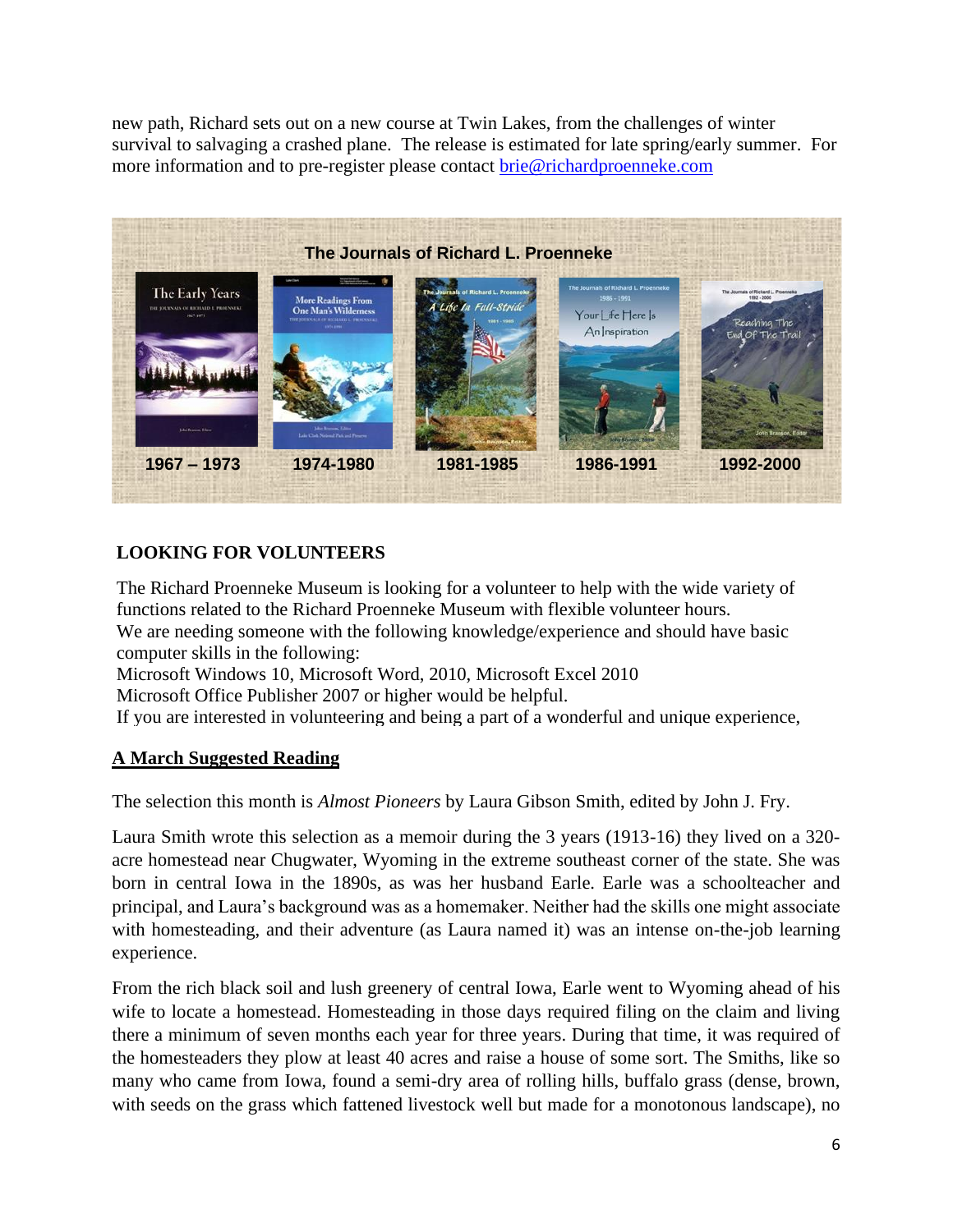new path, Richard sets out on a new course at Twin Lakes, from the challenges of winter survival to salvaging a crashed plane. The release is estimated for late spring/early summer. For more information and to pre-register please contact brie@richardproenneke.com

**The Journals of Richard L. Proenneke**

1967 – 1973 | 1974-1980 | 1981-1985 | 1986-1991 | 1992-2000

## LOOKING FOR VOLUNTEERS

The Richard Proenneke Museum is looking for a volunteer to help with the wide variety of functions related to the Richard Proenneke Museum with flexible volunteer hours.
We are needing someone with the following knowledge/experience and should have basic computer skills in the following:
Microsoft Windows 10, Microsoft Word, 2010, Microsoft Excel 2010
Microsoft Office Publisher 2007 or higher would be helpful.
If you are interested in volunteering and being a part of a wonderful and unique experience,

## A March Suggested Reading

The selection this month is *Almost Pioneers* by Laura Gibson Smith, edited by John J. Fry.

Laura Smith wrote this selection as a memoir during the 3 years (1913-16) they lived on a 320-acre homestead near Chugwater, Wyoming in the extreme southeast corner of the state. She was born in central Iowa in the 1890s, as was her husband Earle. Earle was a schoolteacher and principal, and Laura's background was as a homemaker. Neither had the skills one might associate with homesteading, and their adventure (as Laura named it) was an intense on-the-job learning experience.

From the rich black soil and lush greenery of central Iowa, Earle went to Wyoming ahead of his wife to locate a homestead. Homesteading in those days required filing on the claim and living there a minimum of seven months each year for three years. During that time, it was required of the homesteaders they plow at least 40 acres and raise a house of some sort. The Smiths, like so many who came from Iowa, found a semi-dry area of rolling hills, buffalo grass (dense, brown, with seeds on the grass which fattened livestock well but made for a monotonous landscape), no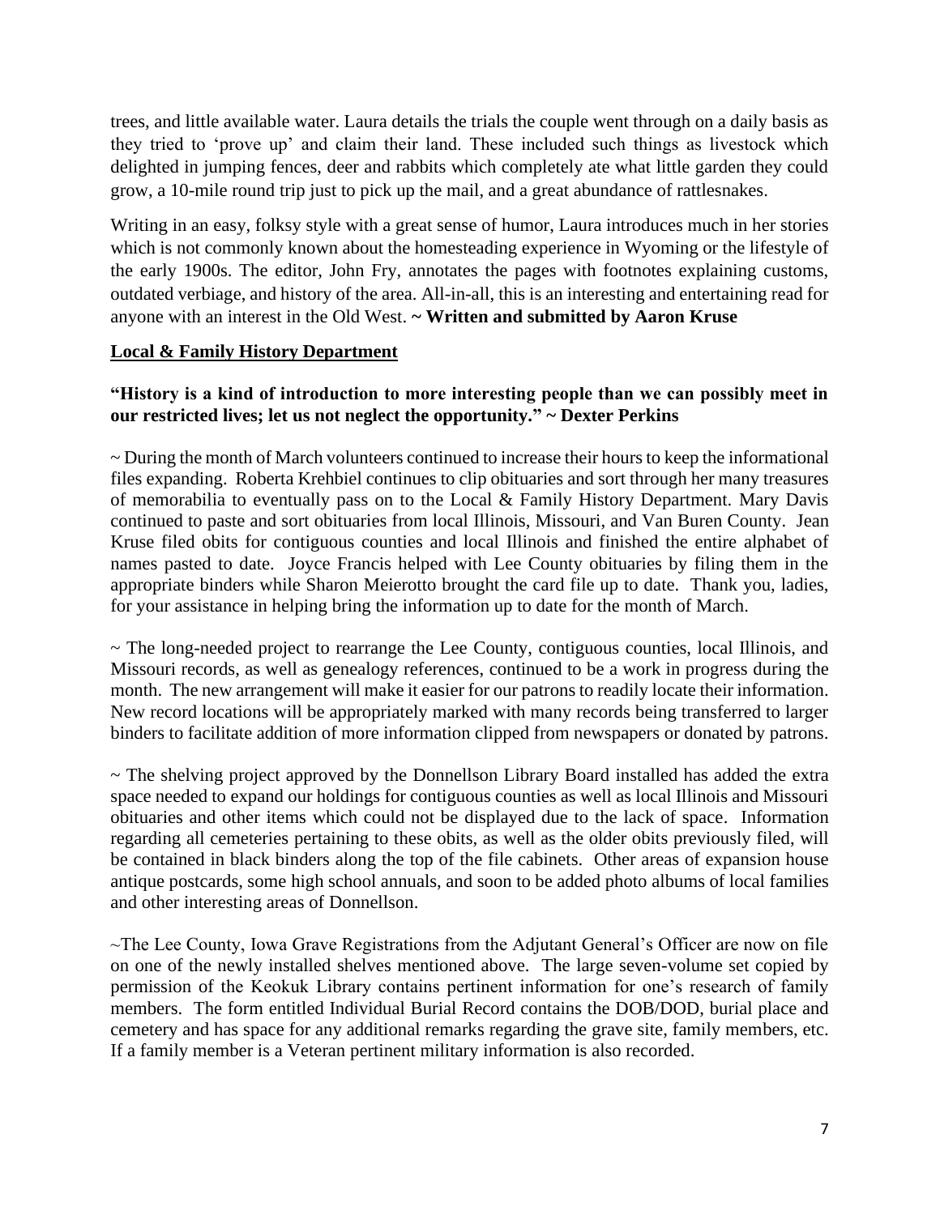trees, and little available water. Laura details the trials the couple went through on a daily basis as they tried to 'prove up' and claim their land. These included such things as livestock which delighted in jumping fences, deer and rabbits which completely ate what little garden they could grow, a 10-mile round trip just to pick up the mail, and a great abundance of rattlesnakes.

Writing in an easy, folksy style with a great sense of humor, Laura introduces much in her stories which is not commonly known about the homesteading experience in Wyoming or the lifestyle of the early 1900s. The editor, John Fry, annotates the pages with footnotes explaining customs, outdated verbiage, and history of the area. All-in-all, this is an interesting and entertaining read for anyone with an interest in the Old West. **~ Written and submitted by Aaron Kruse**

**Local & Family History Department**

**"History is a kind of introduction to more interesting people than we can possibly meet in our restricted lives; let us not neglect the opportunity." ~ Dexter Perkins**

~ During the month of March volunteers continued to increase their hours to keep the informational files expanding. Roberta Krehbiel continues to clip obituaries and sort through her many treasures of memorabilia to eventually pass on to the Local & Family History Department. Mary Davis continued to paste and sort obituaries from local Illinois, Missouri, and Van Buren County. Jean Kruse filed obits for contiguous counties and local Illinois and finished the entire alphabet of names pasted to date. Joyce Francis helped with Lee County obituaries by filing them in the appropriate binders while Sharon Meierotto brought the card file up to date. Thank you, ladies, for your assistance in helping bring the information up to date for the month of March.

~ The long-needed project to rearrange the Lee County, contiguous counties, local Illinois, and Missouri records, as well as genealogy references, continued to be a work in progress during the month. The new arrangement will make it easier for our patrons to readily locate their information. New record locations will be appropriately marked with many records being transferred to larger binders to facilitate addition of more information clipped from newspapers or donated by patrons.

~ The shelving project approved by the Donnellson Library Board installed has added the extra space needed to expand our holdings for contiguous counties as well as local Illinois and Missouri obituaries and other items which could not be displayed due to the lack of space. Information regarding all cemeteries pertaining to these obits, as well as the older obits previously filed, will be contained in black binders along the top of the file cabinets. Other areas of expansion house antique postcards, some high school annuals, and soon to be added photo albums of local families and other interesting areas of Donnellson.

~The Lee County, Iowa Grave Registrations from the Adjutant General's Officer are now on file on one of the newly installed shelves mentioned above. The large seven-volume set copied by permission of the Keokuk Library contains pertinent information for one's research of family members. The form entitled Individual Burial Record contains the DOB/DOD, burial place and cemetery and has space for any additional remarks regarding the grave site, family members, etc. If a family member is a Veteran pertinent military information is also recorded.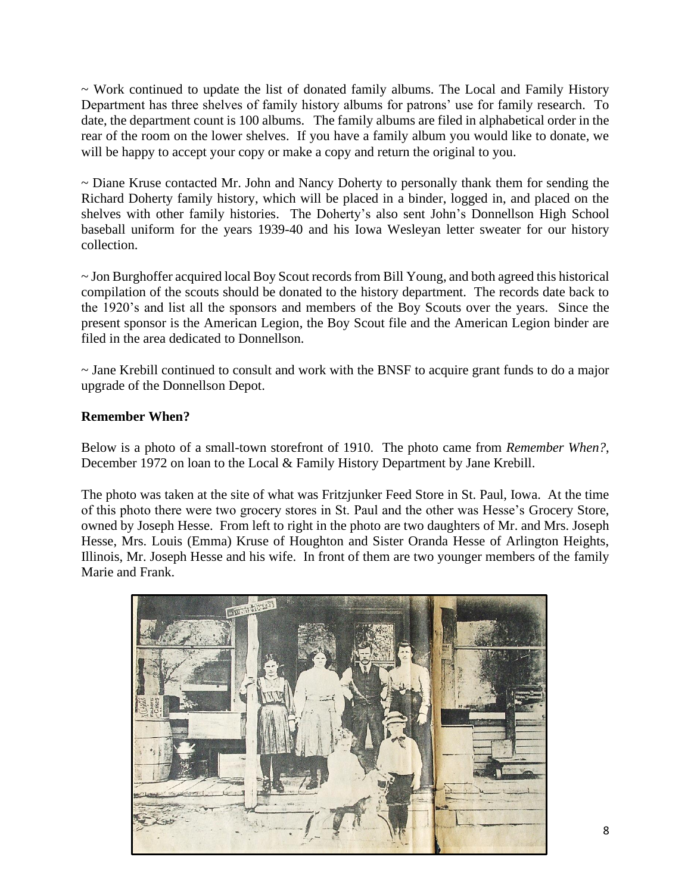~ Work continued to update the list of donated family albums. The Local and Family History Department has three shelves of family history albums for patrons' use for family research. To date, the department count is 100 albums. The family albums are filed in alphabetical order in the rear of the room on the lower shelves. If you have a family album you would like to donate, we will be happy to accept your copy or make a copy and return the original to you.

~ Diane Kruse contacted Mr. John and Nancy Doherty to personally thank them for sending the Richard Doherty family history, which will be placed in a binder, logged in, and placed on the shelves with other family histories. The Doherty's also sent John's Donnellson High School baseball uniform for the years 1939-40 and his Iowa Wesleyan letter sweater for our history collection.

~ Jon Burghoffer acquired local Boy Scout records from Bill Young, and both agreed this historical compilation of the scouts should be donated to the history department. The records date back to the 1920's and list all the sponsors and members of the Boy Scouts over the years. Since the present sponsor is the American Legion, the Boy Scout file and the American Legion binder are filed in the area dedicated to Donnellson.

~ Jane Krebill continued to consult and work with the BNSF to acquire grant funds to do a major upgrade of the Donnellson Depot.

**Remember When?**

Below is a photo of a small-town storefront of 1910. The photo came from *Remember When?*, December 1972 on loan to the Local & Family History Department by Jane Krebill.

The photo was taken at the site of what was Fritzjunker Feed Store in St. Paul, Iowa. At the time of this photo there were two grocery stores in St. Paul and the other was Hesse's Grocery Store, owned by Joseph Hesse. From left to right in the photo are two daughters of Mr. and Mrs. Joseph Hesse, Mrs. Louis (Emma) Kruse of Houghton and Sister Oranda Hesse of Arlington Heights, Illinois, Mr. Joseph Hesse and his wife. In front of them are two younger members of the family Marie and Frank.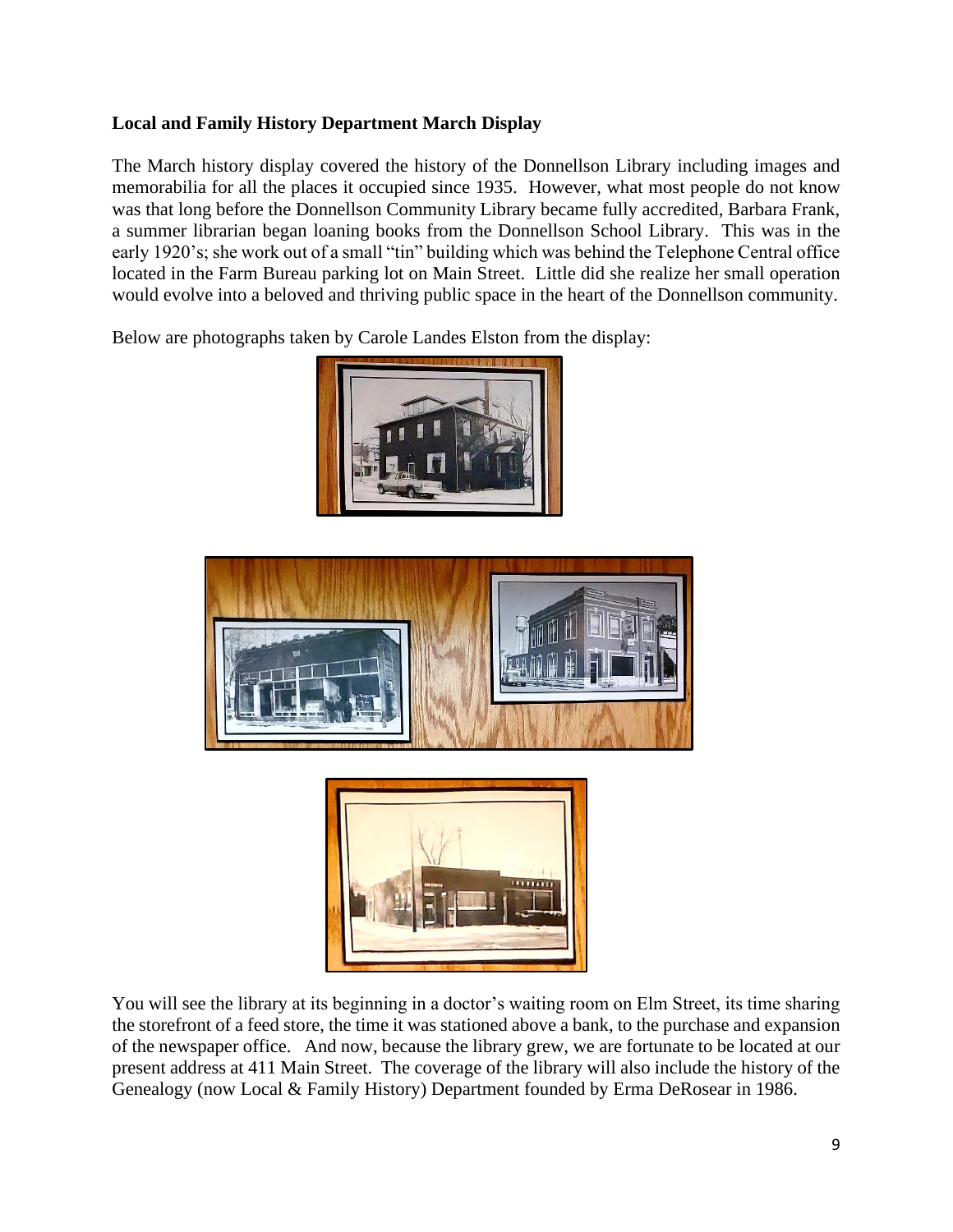**Local and Family History Department March Display**

The March history display covered the history of the Donnellson Library including images and memorabilia for all the places it occupied since 1935. However, what most people do not know was that long before the Donnellson Community Library became fully accredited, Barbara Frank, a summer librarian began loaning books from the Donnellson School Library. This was in the early 1920's; she work out of a small "tin" building which was behind the Telephone Central office located in the Farm Bureau parking lot on Main Street. Little did she realize her small operation would evolve into a beloved and thriving public space in the heart of the Donnellson community.

Below are photographs taken by Carole Landes Elston from the display:

You will see the library at its beginning in a doctor's waiting room on Elm Street, its time sharing the storefront of a feed store, the time it was stationed above a bank, to the purchase and expansion of the newspaper office. And now, because the library grew, we are fortunate to be located at our present address at 411 Main Street. The coverage of the library will also include the history of the Genealogy (now Local & Family History) Department founded by Erma DeRosear in 1986.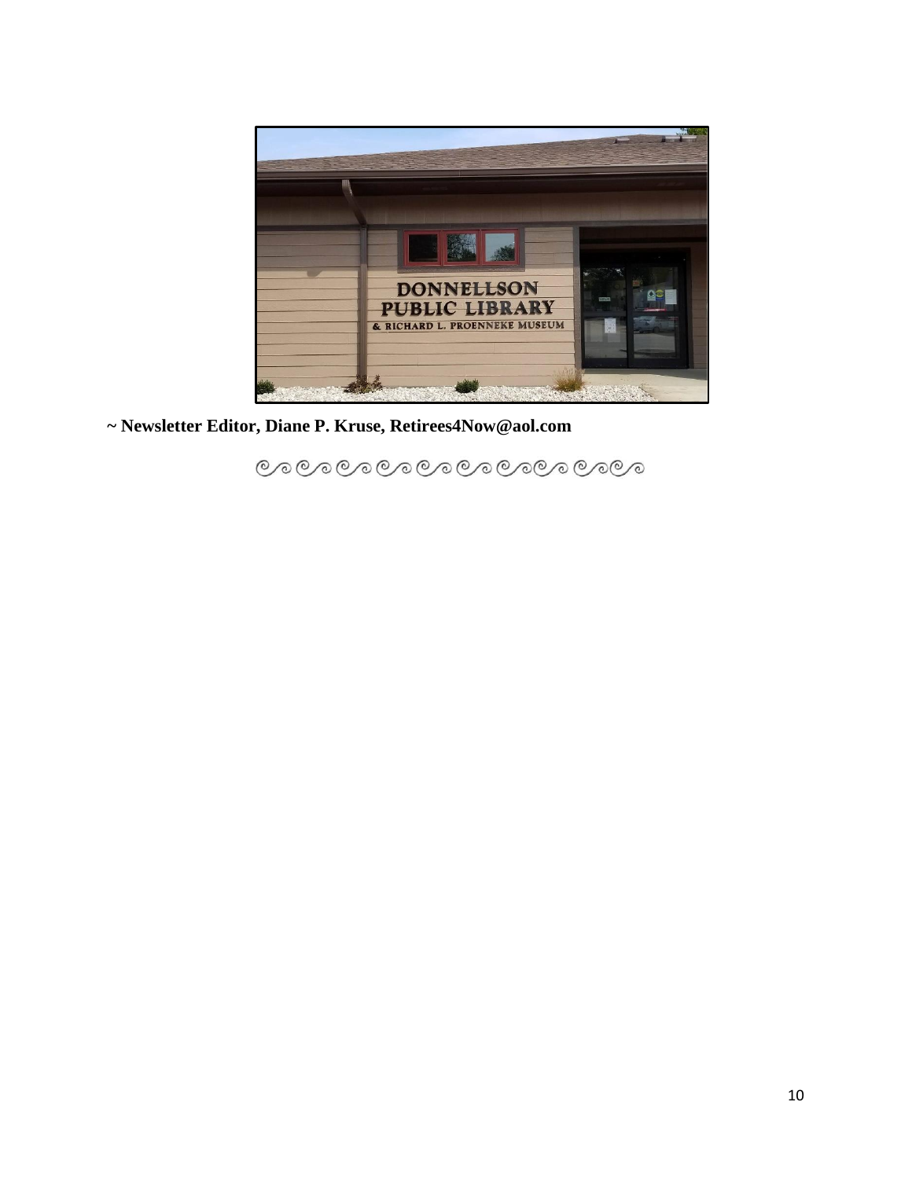**~ Newsletter Editor, Diane P. Kruse, Retirees4Now@aol.com**